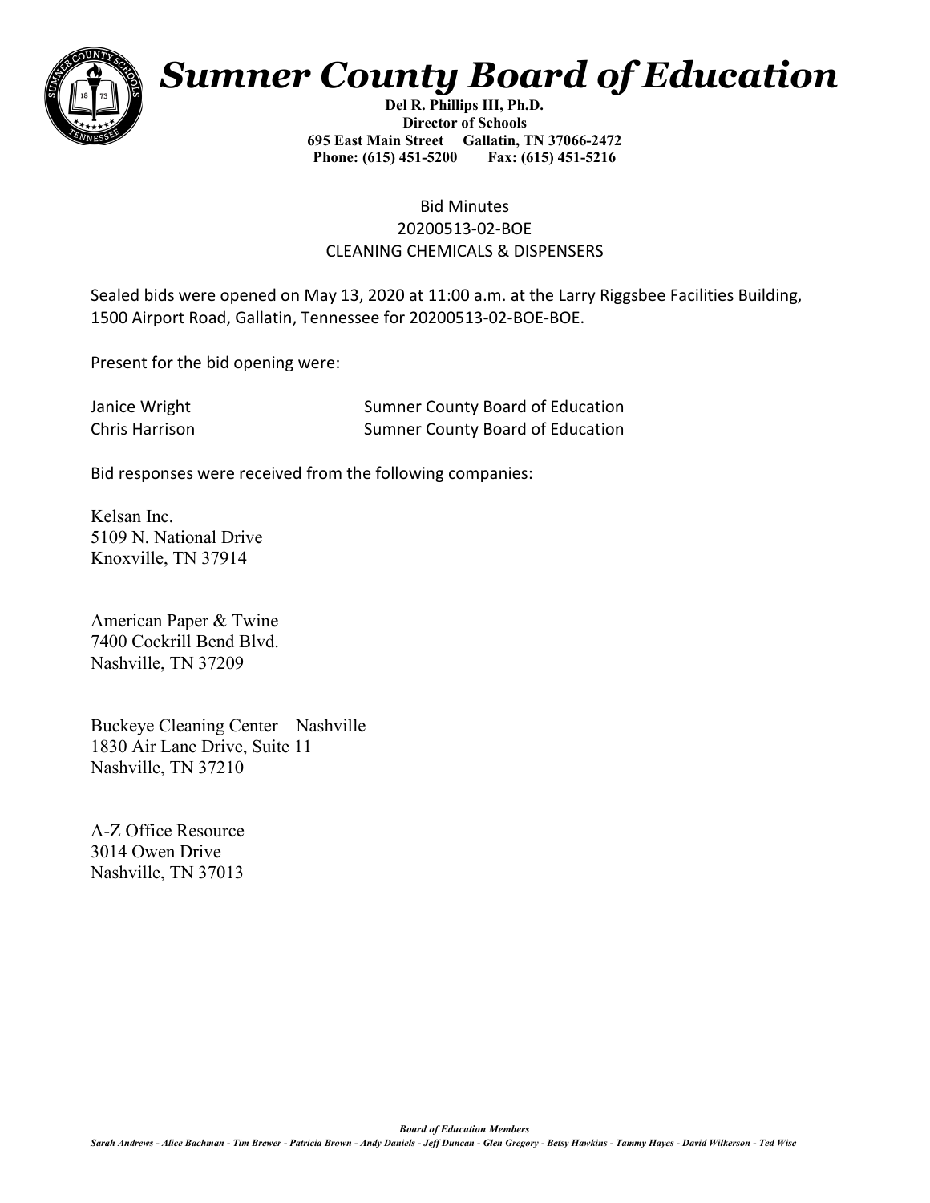# *Sumner County Board of Education*

**Del R. Phillips III, Ph.D.**
**Director of Schools**
**695 East Main Street Gallatin, TN 37066-2472**
**Phone: (615) 451-5200 Fax: (615) 451-5216**

Bid Minutes
20200513-02-BOE
CLEANING CHEMICALS & DISPENSERS

Sealed bids were opened on May 13, 2020 at 11:00 a.m. at the Larry Riggsbee Facilities Building, 1500 Airport Road, Gallatin, Tennessee for 20200513-02-BOE-BOE.

Present for the bid opening were:

| | |
|---|---|
| Janice Wright | Sumner County Board of Education |
| Chris Harrison | Sumner County Board of Education |

Bid responses were received from the following companies:

Kelsan Inc.
5109 N. National Drive
Knoxville, TN 37914

American Paper & Twine
7400 Cockrill Bend Blvd.
Nashville, TN 37209

Buckeye Cleaning Center – Nashville
1830 Air Lane Drive, Suite 11
Nashville, TN 37210

A-Z Office Resource
3014 Owen Drive
Nashville, TN 37013

***Board of Education Members***
*Sarah Andrews - Alice Bachman - Tim Brewer - Patricia Brown - Andy Daniels - Jeff Duncan - Glen Gregory - Betsy Hawkins - Tammy Hayes - David Wilkerson - Ted Wise*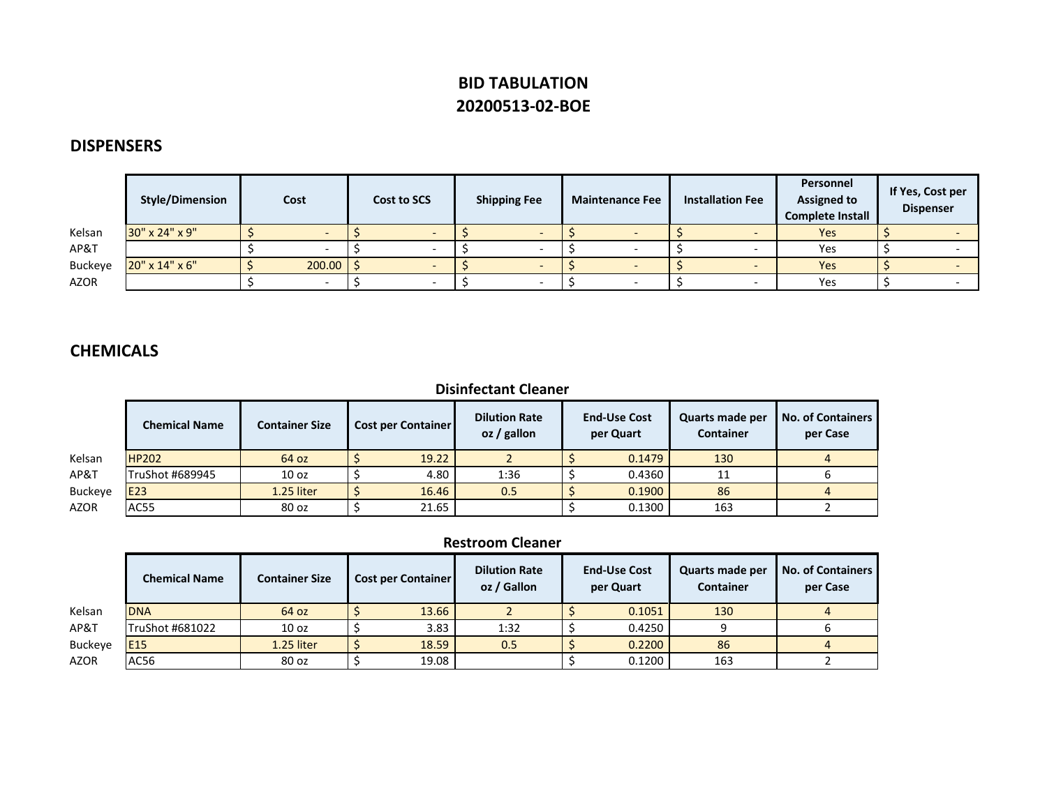# BID TABULATION
# 20200513-02-BOE

## DISPENSERS

| | Style/Dimension | Cost | Cost to SCS | Shipping Fee | Maintenance Fee | Installation Fee | Personnel Assigned to Complete Install | If Yes, Cost per Dispenser |
|---|---|---|---|---|---|---|---|---|
| Kelsan | 30" x 24" x 9" | $ - | $ - | $ - | $ - | $ - | Yes | $ - |
| AP&T | | $ - | $ - | $ - | $ - | $ - | Yes | $ - |
| Buckeye | 20" x 14" x 6" | $ 200.00 | $ - | $ - | $ - | $ - | Yes | $ - |
| AZOR | | $ - | $ - | $ - | $ - | $ - | Yes | $ - |

## CHEMICALS

### Disinfectant Cleaner

| | Chemical Name | Container Size | Cost per Container | Dilution Rate oz / gallon | End-Use Cost per Quart | Quarts made per Container | No. of Containers per Case |
|---|---|---|---|---|---|---|---|
| Kelsan | HP202 | 64 oz | $ 19.22 | 2 | $ 0.1479 | 130 | 4 |
| AP&T | TruShot #689945 | 10 oz | $ 4.80 | 1:36 | $ 0.4360 | 11 | 6 |
| Buckeye | E23 | 1.25 liter | $ 16.46 | 0.5 | $ 0.1900 | 86 | 4 |
| AZOR | AC55 | 80 oz | $ 21.65 | | $ 0.1300 | 163 | 2 |

### Restroom Cleaner

| | Chemical Name | Container Size | Cost per Container | Dilution Rate oz / Gallon | End-Use Cost per Quart | Quarts made per Container | No. of Containers per Case |
|---|---|---|---|---|---|---|---|
| Kelsan | DNA | 64 oz | $ 13.66 | 2 | $ 0.1051 | 130 | 4 |
| AP&T | TruShot #681022 | 10 oz | $ 3.83 | 1:32 | $ 0.4250 | 9 | 6 |
| Buckeye | E15 | 1.25 liter | $ 18.59 | 0.5 | $ 0.2200 | 86 | 4 |
| AZOR | AC56 | 80 oz | $ 19.08 | | $ 0.1200 | 163 | 2 |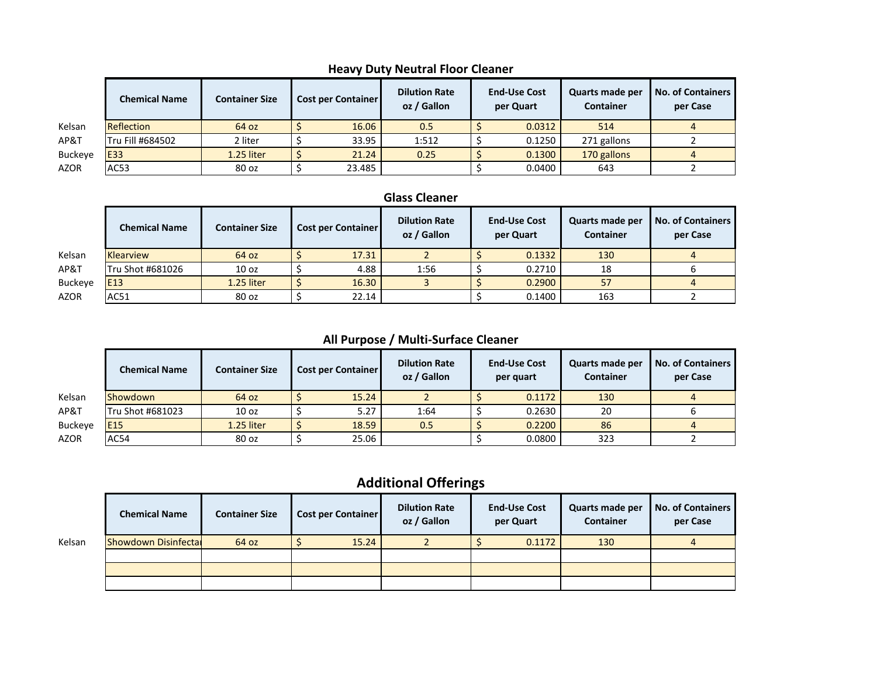## Heavy Duty Neutral Floor Cleaner

| | Chemical Name | Container Size | Cost per Container | Dilution Rate oz / Gallon | End-Use Cost per Quart | Quarts made per Container | No. of Containers per Case |
|---|---|---|---|---|---|---|---|
| Kelsan | Reflection | 64 oz | $ 16.06 | 0.5 | $ 0.0312 | 514 | 4 |
| AP&T | Tru Fill #684502 | 2 liter | $ 33.95 | 1:512 | $ 0.1250 | 271 gallons | 2 |
| Buckeye | E33 | 1.25 liter | $ 21.24 | 0.25 | $ 0.1300 | 170 gallons | 4 |
| AZOR | AC53 | 80 oz | $ 23.485 | | $ 0.0400 | 643 | 2 |

## Glass Cleaner

| | Chemical Name | Container Size | Cost per Container | Dilution Rate oz / Gallon | End-Use Cost per Quart | Quarts made per Container | No. of Containers per Case |
|---|---|---|---|---|---|---|---|
| Kelsan | Klearview | 64 oz | $ 17.31 | 2 | $ 0.1332 | 130 | 4 |
| AP&T | Tru Shot #681026 | 10 oz | $ 4.88 | 1:56 | $ 0.2710 | 18 | 6 |
| Buckeye | E13 | 1.25 liter | $ 16.30 | 3 | $ 0.2900 | 57 | 4 |
| AZOR | AC51 | 80 oz | $ 22.14 | | $ 0.1400 | 163 | 2 |

## All Purpose / Multi-Surface Cleaner

| | Chemical Name | Container Size | Cost per Container | Dilution Rate oz / Gallon | End-Use Cost per quart | Quarts made per Container | No. of Containers per Case |
|---|---|---|---|---|---|---|---|
| Kelsan | Showdown | 64 oz | $ 15.24 | 2 | $ 0.1172 | 130 | 4 |
| AP&T | Tru Shot #681023 | 10 oz | $ 5.27 | 1:64 | $ 0.2630 | 20 | 6 |
| Buckeye | E15 | 1.25 liter | $ 18.59 | 0.5 | $ 0.2200 | 86 | 4 |
| AZOR | AC54 | 80 oz | $ 25.06 | | $ 0.0800 | 323 | 2 |

## Additional Offerings

| | Chemical Name | Container Size | Cost per Container | Dilution Rate oz / Gallon | End-Use Cost per Quart | Quarts made per Container | No. of Containers per Case |
|---|---|---|---|---|---|---|---|
| Kelsan | Showdown Disinfectai | 64 oz | $ 15.24 | 2 | $ 0.1172 | 130 | 4 |
| | | | | | | | |
| | | | | | | | |
| | | | | | | | |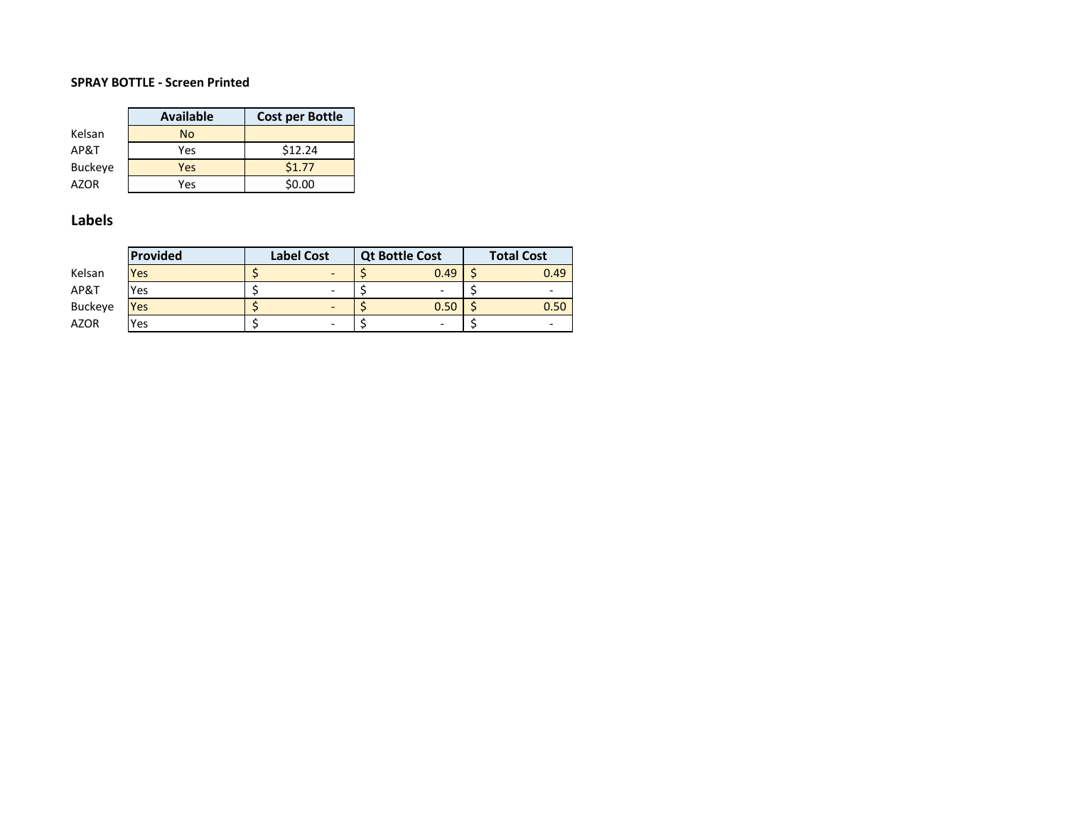**SPRAY BOTTLE - Screen Printed**

| | Available | Cost per Bottle |
|---|---|---|
| Kelsan | No | |
| AP&T | Yes | $12.24 |
| Buckeye | Yes | $1.77 |
| AZOR | Yes | $0.00 |

## Labels

| | Provided | Label Cost | Qt Bottle Cost | Total Cost |
|---|---|---|---|---|
| Kelsan | Yes | $ - | $ 0.49 | $ 0.49 |
| AP&T | Yes | $ - | $ - | $ - |
| Buckeye | Yes | $ - | $ 0.50 | $ 0.50 |
| AZOR | Yes | $ - | $ - | $ - |